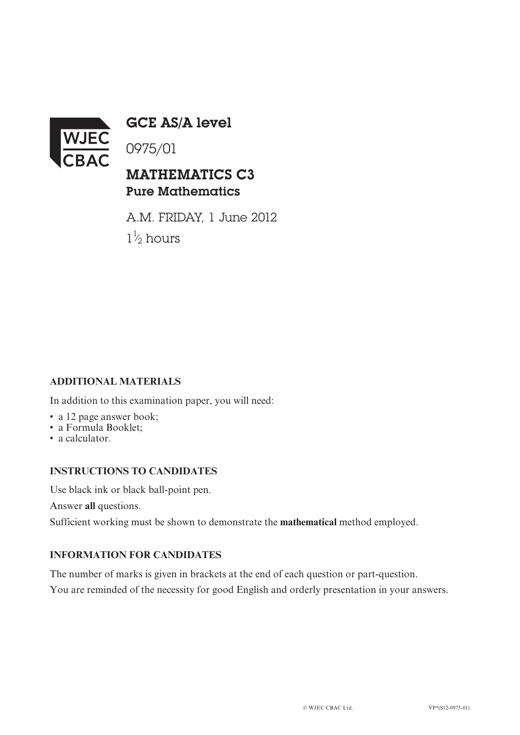WJEC CBAC

# GCE AS/A level

0975/01

## MATHEMATICS C3
### Pure Mathematics

A.M. FRIDAY, 1 June 2012

$1\frac{1}{2}$ hours

**ADDITIONAL MATERIALS**

In addition to this examination paper, you will need:

- a 12 page answer book;
- a Formula Booklet;
- a calculator.

**INSTRUCTIONS TO CANDIDATES**

Use black ink or black ball-point pen.

Answer **all** questions.

Sufficient working must be shown to demonstrate the **mathematical** method employed.

**INFORMATION FOR CANDIDATES**

The number of marks is given in brackets at the end of each question or part-question.

You are reminded of the necessity for good English and orderly presentation in your answers.

© WJEC CBAC Ltd. VP*(S12-0975-01)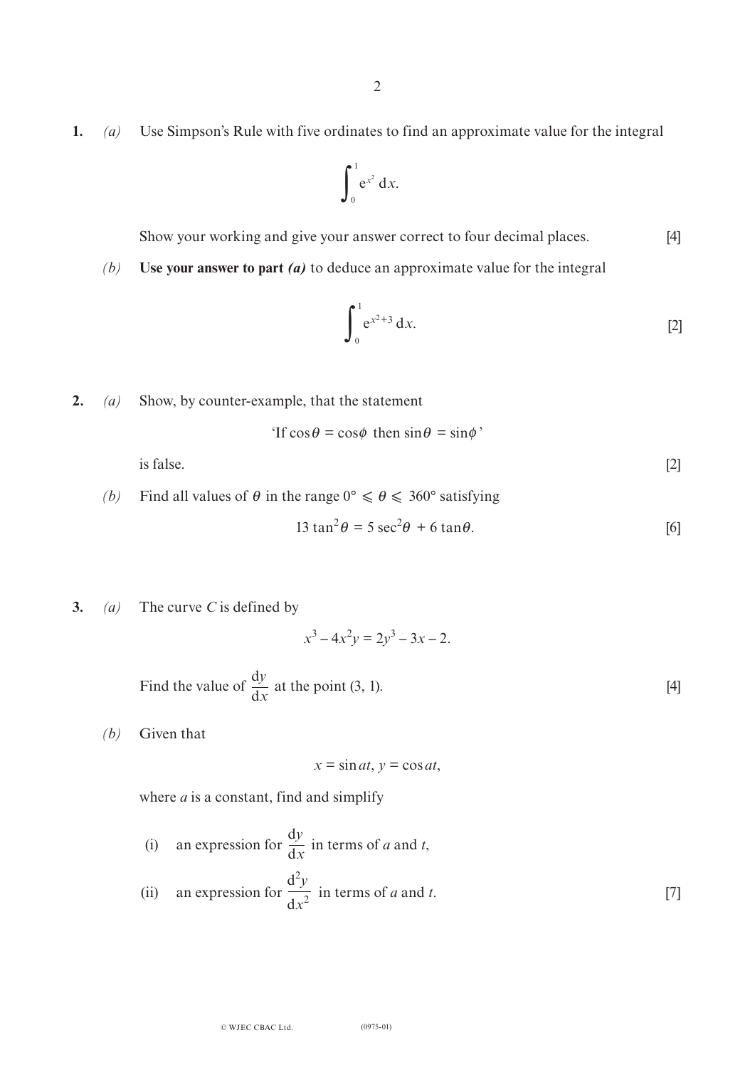**1.** *(a)* Use Simpson's Rule with five ordinates to find an approximate value for the integral

$$\int_0^1 e^{x^2}\, dx.$$

Show your working and give your answer correct to four decimal places. [4]

*(b)* **Use your answer to part *(a)*** to deduce an approximate value for the integral

$$\int_0^1 e^{x^2+3}\, dx.$$ [2]

**2.** *(a)* Show, by counter-example, that the statement

'If $\cos\theta = \cos\phi$ then $\sin\theta = \sin\phi$'

is false. [2]

*(b)* Find all values of $\theta$ in the range $0° \leqslant \theta \leqslant 360°$ satisfying

$$13\tan^2\theta = 5\sec^2\theta + 6\tan\theta.$$ [6]

**3.** *(a)* The curve $C$ is defined by

$$x^3 - 4x^2y = 2y^3 - 3x - 2.$$

Find the value of $\dfrac{dy}{dx}$ at the point (3, 1). [4]

*(b)* Given that

$$x = \sin at,\ y = \cos at,$$

where $a$ is a constant, find and simplify

(i) an expression for $\dfrac{dy}{dx}$ in terms of $a$ and $t$,

(ii) an expression for $\dfrac{d^2y}{dx^2}$ in terms of $a$ and $t$. [7]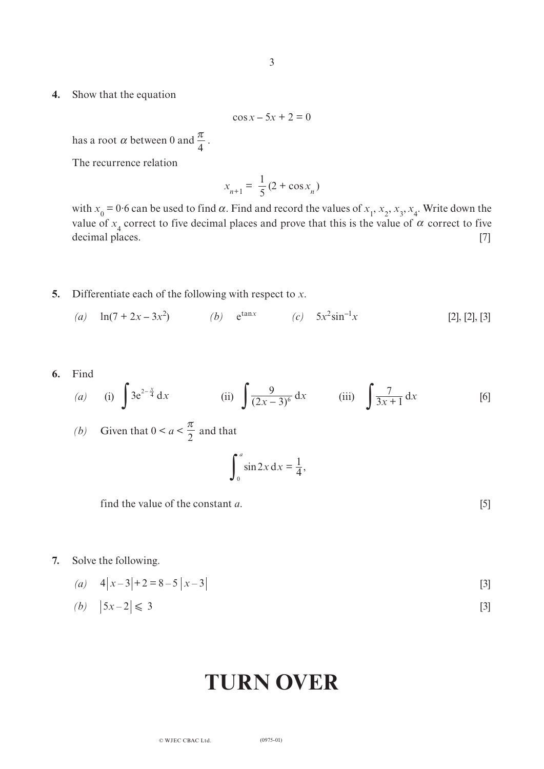**4.** Show that the equation

$$\cos x - 5x + 2 = 0$$

has a root $\alpha$ between 0 and $\frac{\pi}{4}$.

The recurrence relation

$$x_{n+1} = \frac{1}{5}(2 + \cos x_n)$$

with $x_0 = 0{\cdot}6$ can be used to find $\alpha$. Find and record the values of $x_1, x_2, x_3, x_4$. Write down the value of $x_4$ correct to five decimal places and prove that this is the value of $\alpha$ correct to five decimal places. [7]

**5.** Differentiate each of the following with respect to $x$.

*(a)* $\ln(7 + 2x - 3x^2)$ *(b)* $e^{\tan x}$ *(c)* $5x^2 \sin^{-1} x$ [2], [2], [3]

**6.** Find

*(a)* (i) $\displaystyle\int 3e^{2-\frac{x}{4}}\,dx$ (ii) $\displaystyle\int \frac{9}{(2x-3)^6}\,dx$ (iii) $\displaystyle\int \frac{7}{3x+1}\,dx$ [6]

*(b)* Given that $0 < a < \frac{\pi}{2}$ and that

$$\int_0^a \sin 2x\,dx = \frac{1}{4},$$

find the value of the constant $a$. [5]

**7.** Solve the following.

*(a)* $4|x-3| + 2 = 8 - 5|x-3|$ [3]

*(b)* $|5x-2| \leqslant 3$ [3]

# TURN OVER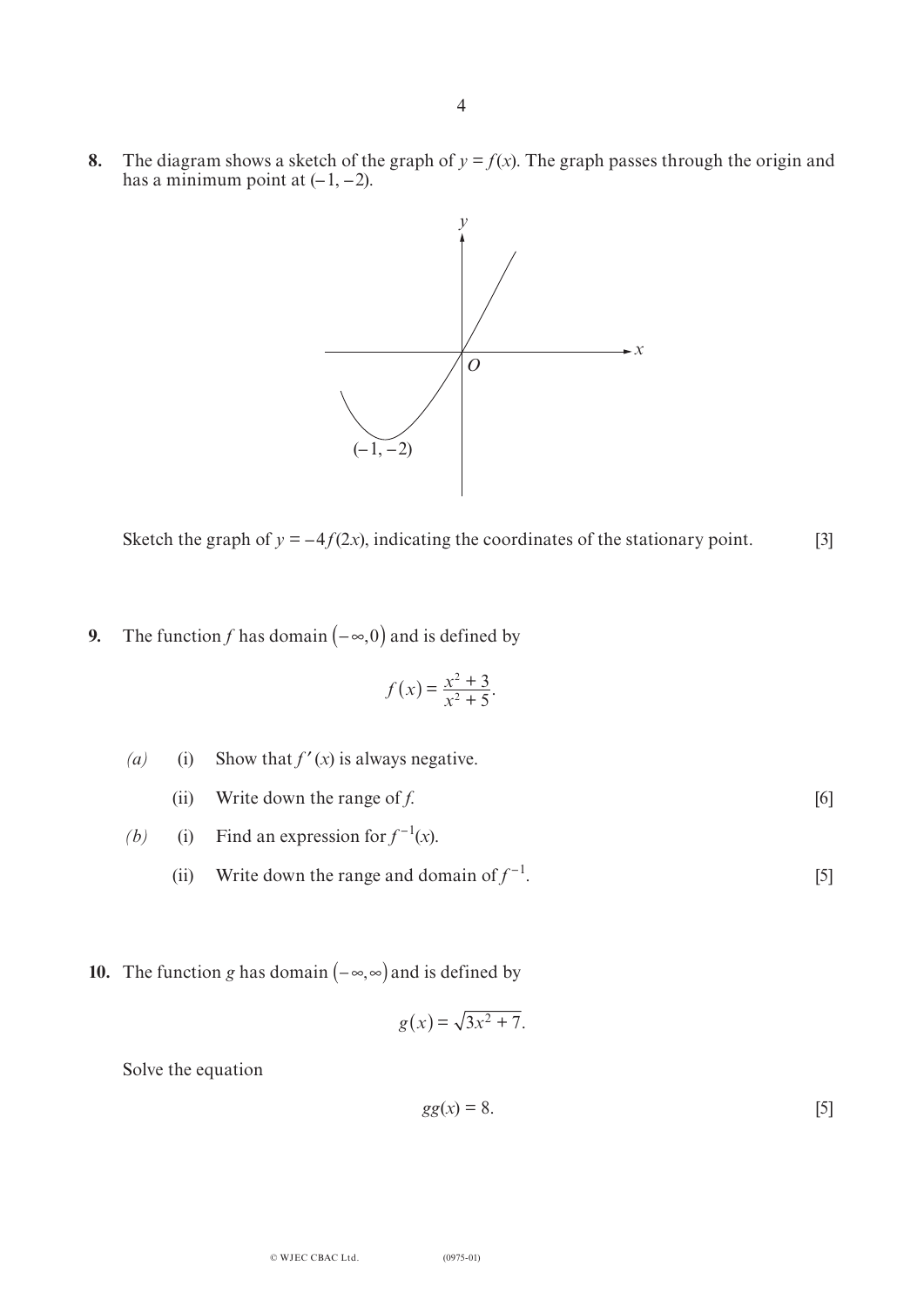**8.** The diagram shows a sketch of the graph of $y = f(x)$. The graph passes through the origin and has a minimum point at $(-1, -2)$.

$y$

$x$

$O$

$(-1, -2)$

Sketch the graph of $y = -4f(2x)$, indicating the coordinates of the stationary point. [3]

**9.** The function $f$ has domain $(-\infty, 0)$ and is defined by

$$f(x) = \frac{x^2 + 3}{x^2 + 5}.$$

*(a)* (i) Show that $f'(x)$ is always negative.

(ii) Write down the range of $f$. [6]

*(b)* (i) Find an expression for $f^{-1}(x)$.

(ii) Write down the range and domain of $f^{-1}$. [5]

**10.** The function $g$ has domain $(-\infty, \infty)$ and is defined by

$$g(x) = \sqrt{3x^2 + 7}.$$

Solve the equation

$$gg(x) = 8.$$ [5]